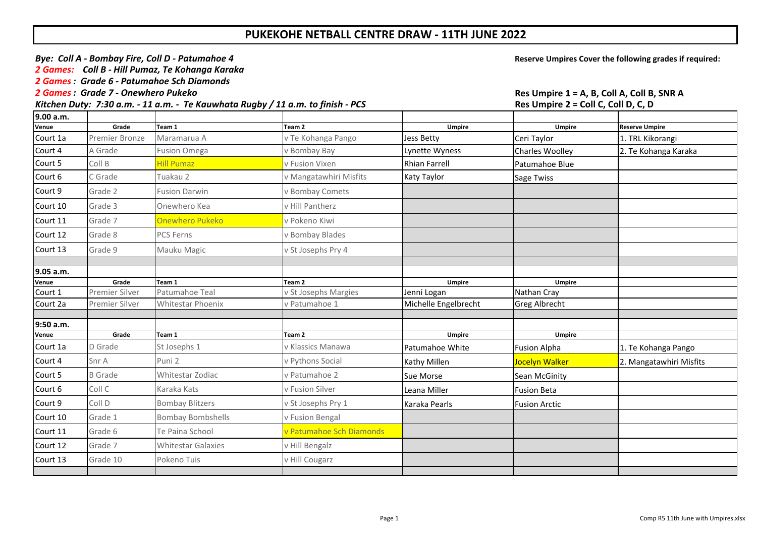# PUKEKOHE NETBALL CENTRE DRAW - 11TH JUNE 2022

***Bye: Coll A - Bombay Fire, Coll D - Patumahoe 4***
***2 Games: Coll B - Hill Pumaz, Te Kohanga Karaka***
***2 Games : Grade 6 - Patumahoe Sch Diamonds***
***2 Games : Grade 7 - Onewhero Pukeko***
***Kitchen Duty: 7:30 a.m. - 11 a.m. - Te Kauwhata Rugby / 11 a.m. to finish - PCS***

**Reserve Umpires Cover the following grades if required:**

**Res Umpire 1 = A, B, Coll A, Coll B, SNR A**
**Res Umpire 2 = Coll C, Coll D, C, D**

| **9.00 a.m.** | | | | | | |
|---|---|---|---|---|---|---|
| **Venue** | **Grade** | **Team 1** | **Team 2** | **Umpire** | **Umpire** | **Reserve Umpire** |
| Court 1a | Premier Bronze | Maramarua A | v Te Kohanga Pango | Jess Betty | Ceri Taylor | 1. TRL Kikorangi |
| Court 4 | A Grade | Fusion Omega | v Bombay Bay | Lynette Wyness | Charles Woolley | 2. Te Kohanga Karaka |
| Court 5 | Coll B | Hill Pumaz | v Fusion Vixen | Rhian Farrell | Patumahoe Blue | |
| Court 6 | C Grade | Tuakau 2 | v Mangatawhiri Misfits | Katy Taylor | Sage Twiss | |
| Court 9 | Grade 2 | Fusion Darwin | v Bombay Comets | | | |
| Court 10 | Grade 3 | Onewhero Kea | v Hill Pantherz | | | |
| Court 11 | Grade 7 | Onewhero Pukeko | v Pokeno Kiwi | | | |
| Court 12 | Grade 8 | PCS Ferns | v Bombay Blades | | | |
| Court 13 | Grade 9 | Mauku Magic | v St Josephs Pry 4 | | | |
| | | | | | | |
| **9.05 a.m.** | | | | | | |
| **Venue** | **Grade** | **Team 1** | **Team 2** | **Umpire** | **Umpire** | |
| Court 1 | Premier Silver | Patumahoe Teal | v St Josephs Margies | Jenni Logan | Nathan Cray | |
| Court 2a | Premier Silver | Whitestar Phoenix | v Patumahoe 1 | Michelle Engelbrecht | Greg Albrecht | |
| | | | | | | |
| **9:50 a.m.** | | | | | | |
| **Venue** | **Grade** | **Team 1** | **Team 2** | **Umpire** | **Umpire** | |
| Court 1a | D Grade | St Josephs 1 | v Klassics Manawa | Patumahoe White | Fusion Alpha | 1. Te Kohanga Pango |
| Court 4 | Snr A | Puni 2 | v Pythons Social | Kathy Millen | Jocelyn Walker | 2. Mangatawhiri Misfits |
| Court 5 | B Grade | Whitestar Zodiac | v Patumahoe 2 | Sue Morse | Sean McGinity | |
| Court 6 | Coll C | Karaka Kats | v Fusion Silver | Leana Miller | Fusion Beta | |
| Court 9 | Coll D | Bombay Blitzers | v St Josephs Pry 1 | Karaka Pearls | Fusion Arctic | |
| Court 10 | Grade 1 | Bombay Bombshells | v Fusion Bengal | | | |
| Court 11 | Grade 6 | Te Paina School | v Patumahoe Sch Diamonds | | | |
| Court 12 | Grade 7 | Whitestar Galaxies | v Hill Bengalz | | | |
| Court 13 | Grade 10 | Pokeno Tuis | v Hill Cougarz | | | |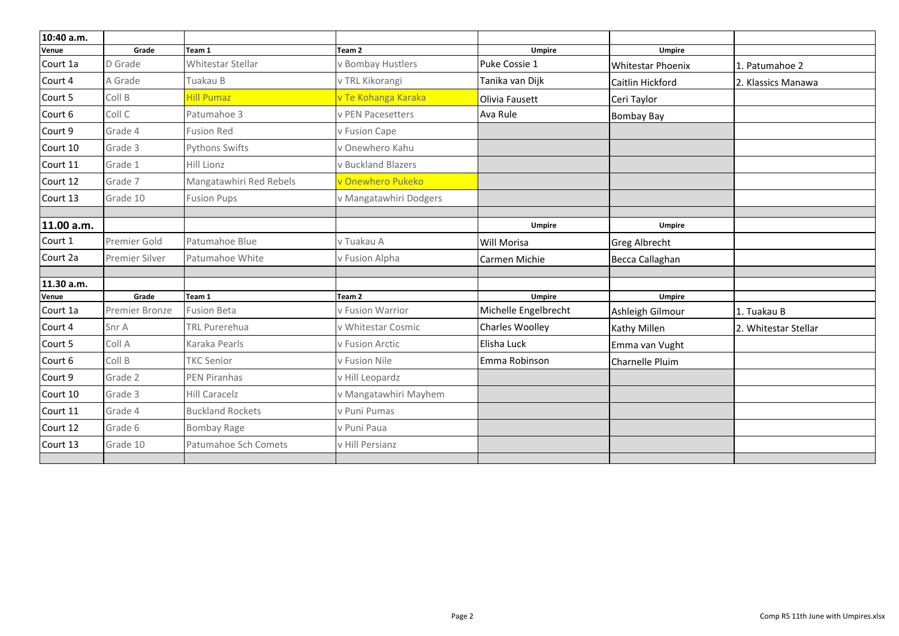| 10:40 a.m. | | | | | | |
|---|---|---|---|---|---|---|
| **Venue** | **Grade** | **Team 1** | **Team 2** | **Umpire** | **Umpire** | |
| Court 1a | D Grade | Whitestar Stellar | v Bombay Hustlers | Puke Cossie 1 | Whitestar Phoenix | 1. Patumahoe 2 |
| Court 4 | A Grade | Tuakau B | v TRL Kikorangi | Tanika van Dijk | Caitlin Hickford | 2. Klassics Manawa |
| Court 5 | Coll B | Hill Pumaz | v Te Kohanga Karaka | Olivia Fausett | Ceri Taylor | |
| Court 6 | Coll C | Patumahoe 3 | v PEN Pacesetters | Ava Rule | Bombay Bay | |
| Court 9 | Grade 4 | Fusion Red | v Fusion Cape | | | |
| Court 10 | Grade 3 | Pythons Swifts | v Onewhero Kahu | | | |
| Court 11 | Grade 1 | Hill Lionz | v Buckland Blazers | | | |
| Court 12 | Grade 7 | Mangatawhiri Red Rebels | v Onewhero Pukeko | | | |
| Court 13 | Grade 10 | Fusion Pups | v Mangatawhiri Dodgers | | | |
| | | | | | | |
| **11.00 a.m.** | | | | **Umpire** | **Umpire** | |
| Court 1 | Premier Gold | Patumahoe Blue | v Tuakau A | Will Morisa | Greg Albrecht | |
| Court 2a | Premier Silver | Patumahoe White | v Fusion Alpha | Carmen Michie | Becca Callaghan | |
| | | | | | | |
| **11.30 a.m.** | | | | | | |
| **Venue** | **Grade** | **Team 1** | **Team 2** | **Umpire** | **Umpire** | |
| Court 1a | Premier Bronze | Fusion Beta | v Fusion Warrior | Michelle Engelbrecht | Ashleigh Gilmour | 1. Tuakau B |
| Court 4 | Snr A | TRL Purerehua | v Whitestar Cosmic | Charles Woolley | Kathy Millen | 2. Whitestar Stellar |
| Court 5 | Coll A | Karaka Pearls | v Fusion Arctic | Elisha Luck | Emma van Vught | |
| Court 6 | Coll B | TKC Senior | v Fusion Nile | Emma Robinson | Charnelle Pluim | |
| Court 9 | Grade 2 | PEN Piranhas | v Hill Leopardz | | | |
| Court 10 | Grade 3 | Hill Caracelz | v Mangatawhiri Mayhem | | | |
| Court 11 | Grade 4 | Buckland Rockets | v Puni Pumas | | | |
| Court 12 | Grade 6 | Bombay Rage | v Puni Paua | | | |
| Court 13 | Grade 10 | Patumahoe Sch Comets | v Hill Persianz | | | |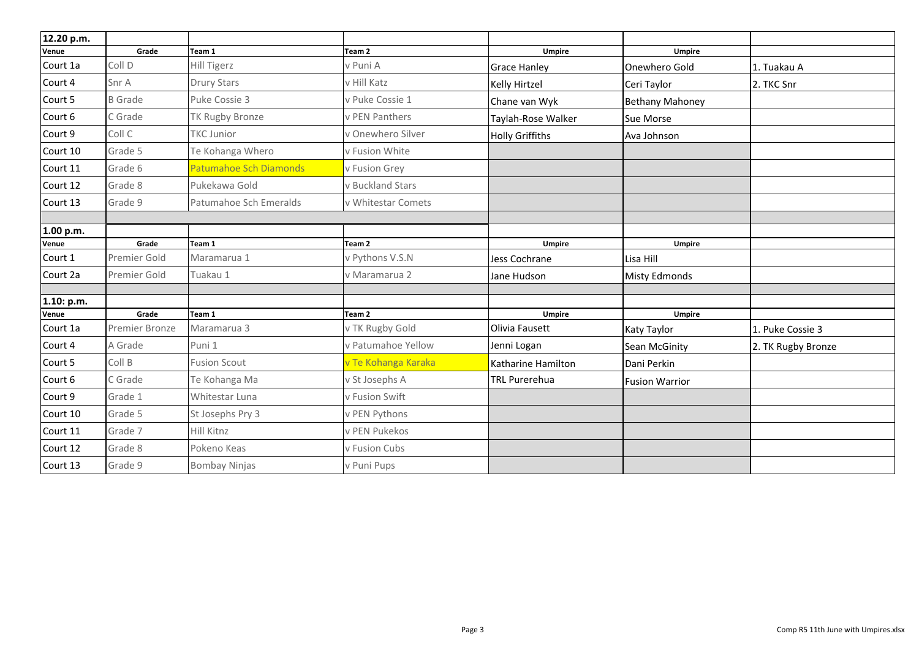| 12.20 p.m. | | | | | | |
|---|---|---|---|---|---|---|
| Venue | Grade | Team 1 | Team 2 | Umpire | Umpire | |
| Court 1a | Coll D | Hill Tigerz | v Puni A | Grace Hanley | Onewhero Gold | 1. Tuakau A |
| Court 4 | Snr A | Drury Stars | v Hill Katz | Kelly Hirtzel | Ceri Taylor | 2. TKC Snr |
| Court 5 | B Grade | Puke Cossie 3 | v Puke Cossie 1 | Chane van Wyk | Bethany Mahoney | |
| Court 6 | C Grade | TK Rugby Bronze | v PEN Panthers | Taylah-Rose Walker | Sue Morse | |
| Court 9 | Coll C | TKC Junior | v Onewhero Silver | Holly Griffiths | Ava Johnson | |
| Court 10 | Grade 5 | Te Kohanga Whero | v Fusion White | | | |
| Court 11 | Grade 6 | Patumahoe Sch Diamonds | v Fusion Grey | | | |
| Court 12 | Grade 8 | Pukekawa Gold | v Buckland Stars | | | |
| Court 13 | Grade 9 | Patumahoe Sch Emeralds | v Whitestar Comets | | | |
| | | | | | | |
| **1.00 p.m.** | | | | | | |
| Venue | Grade | Team 1 | Team 2 | Umpire | Umpire | |
| Court 1 | Premier Gold | Maramarua 1 | v Pythons V.S.N | Jess Cochrane | Lisa Hill | |
| Court 2a | Premier Gold | Tuakau 1 | v Maramarua 2 | Jane Hudson | Misty Edmonds | |
| | | | | | | |
| **1.10: p.m.** | | | | | | |
| Venue | Grade | Team 1 | Team 2 | Umpire | Umpire | |
| Court 1a | Premier Bronze | Maramarua 3 | v TK Rugby Gold | Olivia Fausett | Katy Taylor | 1. Puke Cossie 3 |
| Court 4 | A Grade | Puni 1 | v Patumahoe Yellow | Jenni Logan | Sean McGinity | 2. TK Rugby Bronze |
| Court 5 | Coll B | Fusion Scout | v Te Kohanga Karaka | Katharine Hamilton | Dani Perkin | |
| Court 6 | C Grade | Te Kohanga Ma | v St Josephs A | TRL Purerehua | Fusion Warrior | |
| Court 9 | Grade 1 | Whitestar Luna | v Fusion Swift | | | |
| Court 10 | Grade 5 | St Josephs Pry 3 | v PEN Pythons | | | |
| Court 11 | Grade 7 | Hill Kitnz | v PEN Pukekos | | | |
| Court 12 | Grade 8 | Pokeno Keas | v Fusion Cubs | | | |
| Court 13 | Grade 9 | Bombay Ninjas | v Puni Pups | | | |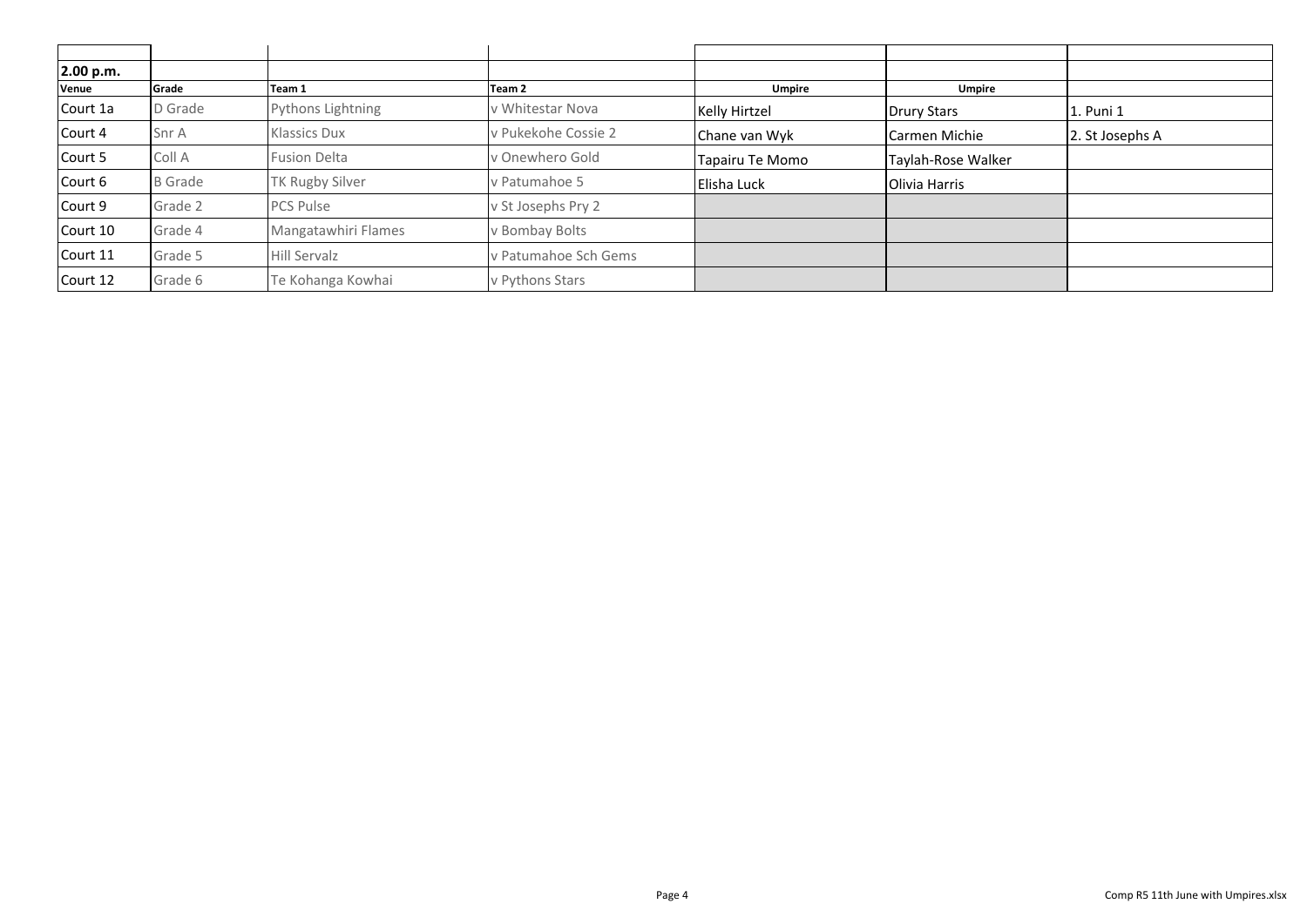| | | | | | | |
|---|---|---|---|---|---|---|
| **2.00 p.m.** | | | | | | |
| **Venue** | **Grade** | **Team 1** | **Team 2** | **Umpire** | **Umpire** | |
| Court 1a | D Grade | Pythons Lightning | v Whitestar Nova | Kelly Hirtzel | Drury Stars | 1. Puni 1 |
| Court 4 | Snr A | Klassics Dux | v Pukekohe Cossie 2 | Chane van Wyk | Carmen Michie | 2. St Josephs A |
| Court 5 | Coll A | Fusion Delta | v Onewhero Gold | Tapairu Te Momo | Taylah-Rose Walker | |
| Court 6 | B Grade | TK Rugby Silver | v Patumahoe 5 | Elisha Luck | Olivia Harris | |
| Court 9 | Grade 2 | PCS Pulse | v St Josephs Pry 2 | | | |
| Court 10 | Grade 4 | Mangatawhiri Flames | v Bombay Bolts | | | |
| Court 11 | Grade 5 | Hill Servalz | v Patumahoe Sch Gems | | | |
| Court 12 | Grade 6 | Te Kohanga Kowhai | v Pythons Stars | | | |